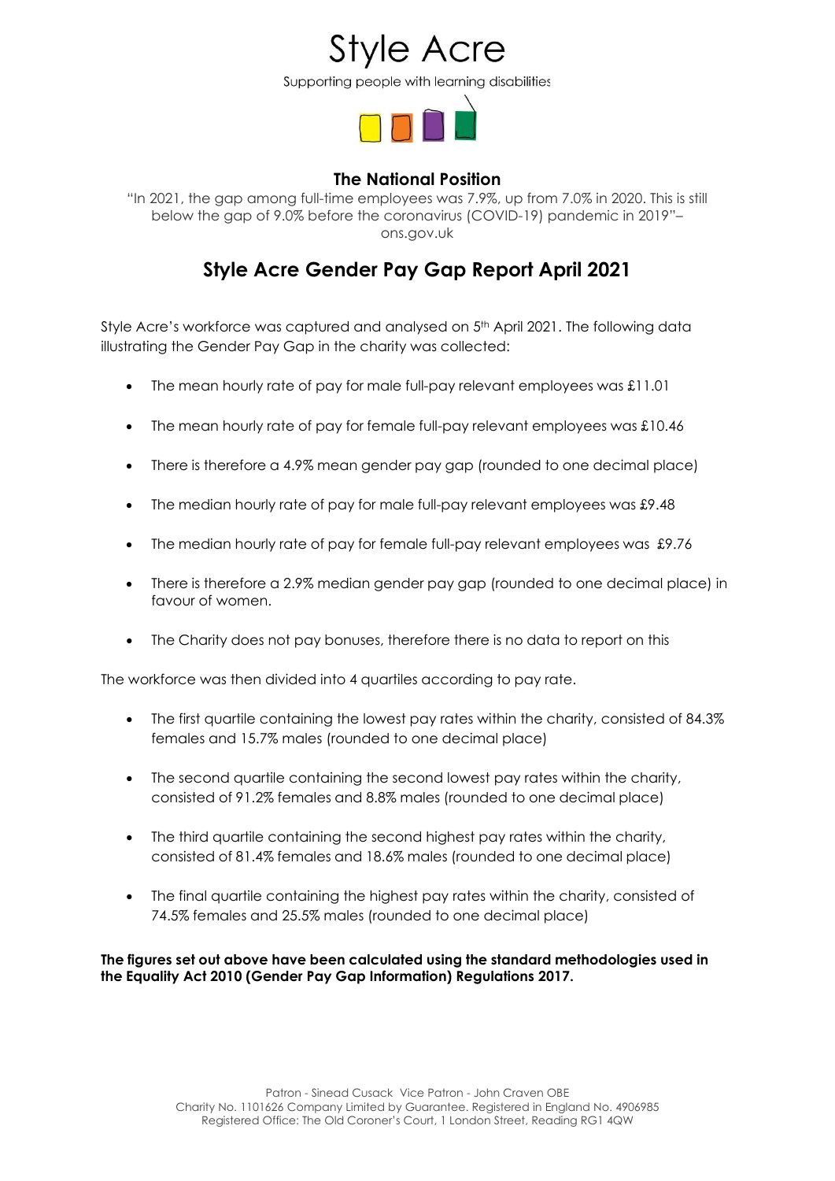# Style Acre

Supporting people with learning disabilities

### The National Position

"In 2021, the gap among full-time employees was 7.9%, up from 7.0% in 2020. This is still below the gap of 9.0% before the coronavirus (COVID-19) pandemic in 2019"– ons.gov.uk

## Style Acre Gender Pay Gap Report April 2021

Style Acre's workforce was captured and analysed on 5th April 2021. The following data illustrating the Gender Pay Gap in the charity was collected:

- The mean hourly rate of pay for male full-pay relevant employees was £11.01
- The mean hourly rate of pay for female full-pay relevant employees was £10.46
- There is therefore a 4.9% mean gender pay gap (rounded to one decimal place)
- The median hourly rate of pay for male full-pay relevant employees was £9.48
- The median hourly rate of pay for female full-pay relevant employees was £9.76
- There is therefore a 2.9% median gender pay gap (rounded to one decimal place) in favour of women.
- The Charity does not pay bonuses, therefore there is no data to report on this

The workforce was then divided into 4 quartiles according to pay rate.

- The first quartile containing the lowest pay rates within the charity, consisted of 84.3% females and 15.7% males (rounded to one decimal place)
- The second quartile containing the second lowest pay rates within the charity, consisted of 91.2% females and 8.8% males (rounded to one decimal place)
- The third quartile containing the second highest pay rates within the charity, consisted of 81.4% females and 18.6% males (rounded to one decimal place)
- The final quartile containing the highest pay rates within the charity, consisted of 74.5% females and 25.5% males (rounded to one decimal place)

**The figures set out above have been calculated using the standard methodologies used in the Equality Act 2010 (Gender Pay Gap Information) Regulations 2017.**

Patron - Sinead Cusack Vice Patron - John Craven OBE
Charity No. 1101626 Company Limited by Guarantee. Registered in England No. 4906985
Registered Office: The Old Coroner's Court, 1 London Street, Reading RG1 4QW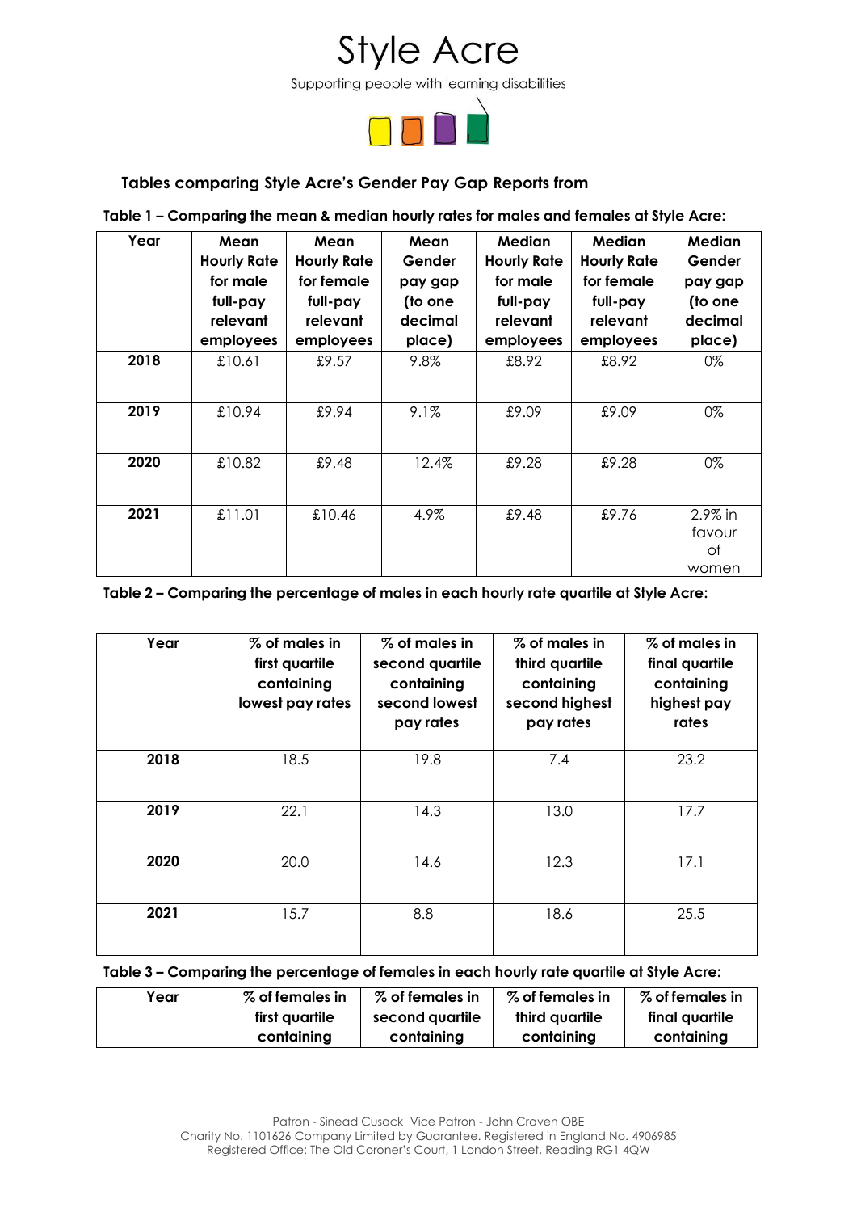# Style Acre

Supporting people with learning disabilities

**Tables comparing Style Acre's Gender Pay Gap Reports from**

**Table 1 – Comparing the mean & median hourly rates for males and females at Style Acre:**

| Year | Mean Hourly Rate for male full-pay relevant employees | Mean Hourly Rate for female full-pay relevant employees | Mean Gender pay gap (to one decimal place) | Median Hourly Rate for male full-pay relevant employees | Median Hourly Rate for female full-pay relevant employees | Median Gender pay gap (to one decimal place) |
|---|---|---|---|---|---|---|
| **2018** | £10.61 | £9.57 | 9.8% | £8.92 | £8.92 | 0% |
| **2019** | £10.94 | £9.94 | 9.1% | £9.09 | £9.09 | 0% |
| **2020** | £10.82 | £9.48 | 12.4% | £9.28 | £9.28 | 0% |
| **2021** | £11.01 | £10.46 | 4.9% | £9.48 | £9.76 | 2.9% in favour of women |

**Table 2 – Comparing the percentage of males in each hourly rate quartile at Style Acre:**

| Year | % of males in first quartile containing lowest pay rates | % of males in second quartile containing second lowest pay rates | % of males in third quartile containing second highest pay rates | % of males in final quartile containing highest pay rates |
|---|---|---|---|---|
| **2018** | 18.5 | 19.8 | 7.4 | 23.2 |
| **2019** | 22.1 | 14.3 | 13.0 | 17.7 |
| **2020** | 20.0 | 14.6 | 12.3 | 17.1 |
| **2021** | 15.7 | 8.8 | 18.6 | 25.5 |

**Table 3 – Comparing the percentage of females in each hourly rate quartile at Style Acre:**

| Year | % of females in first quartile containing | % of females in second quartile containing | % of females in third quartile containing | % of females in final quartile containing |
|---|---|---|---|---|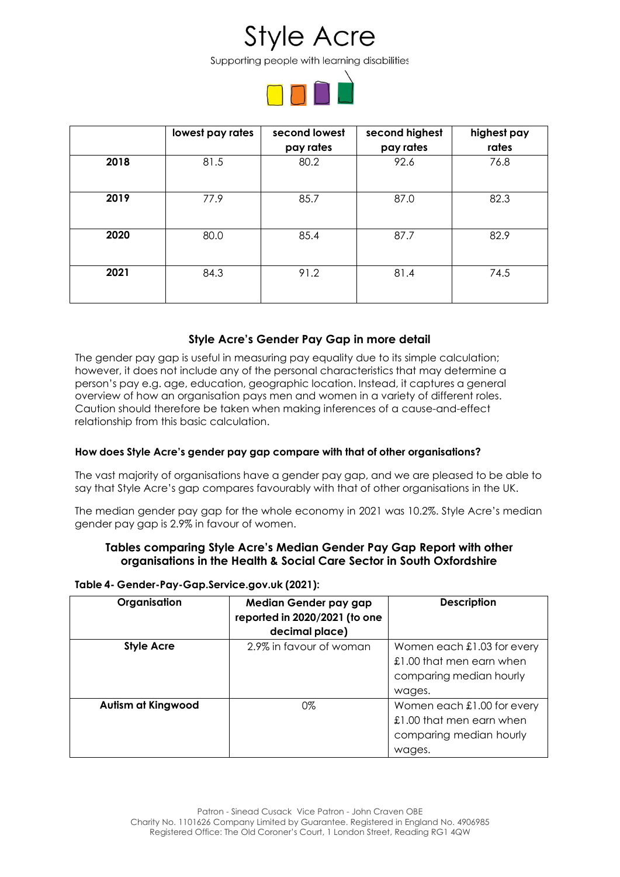|  | lowest pay rates | second lowest pay rates | second highest pay rates | highest pay rates |
|---|---|---|---|---|
| **2018** | 81.5 | 80.2 | 92.6 | 76.8 |
| **2019** | 77.9 | 85.7 | 87.0 | 82.3 |
| **2020** | 80.0 | 85.4 | 87.7 | 82.9 |
| **2021** | 84.3 | 91.2 | 81.4 | 74.5 |

## Style Acre's Gender Pay Gap in more detail

The gender pay gap is useful in measuring pay equality due to its simple calculation; however, it does not include any of the personal characteristics that may determine a person's pay e.g. age, education, geographic location. Instead, it captures a general overview of how an organisation pays men and women in a variety of different roles. Caution should therefore be taken when making inferences of a cause-and-effect relationship from this basic calculation.

### How does Style Acre's gender pay gap compare with that of other organisations?

The vast majority of organisations have a gender pay gap, and we are pleased to be able to say that Style Acre's gap compares favourably with that of other organisations in the UK.

The median gender pay gap for the whole economy in 2021 was 10.2%. Style Acre's median gender pay gap is 2.9% in favour of women.

## Tables comparing Style Acre's Median Gender Pay Gap Report with other organisations in the Health & Social Care Sector in South Oxfordshire

**Table 4- Gender-Pay-Gap.Service.gov.uk (2021):**

| Organisation | Median Gender pay gap reported in 2020/2021 (to one decimal place) | Description |
|---|---|---|
| **Style Acre** | 2.9% in favour of woman | Women each £1.03 for every £1.00 that men earn when comparing median hourly wages. |
| **Autism at Kingwood** | 0% | Women each £1.00 for every £1.00 that men earn when comparing median hourly wages. |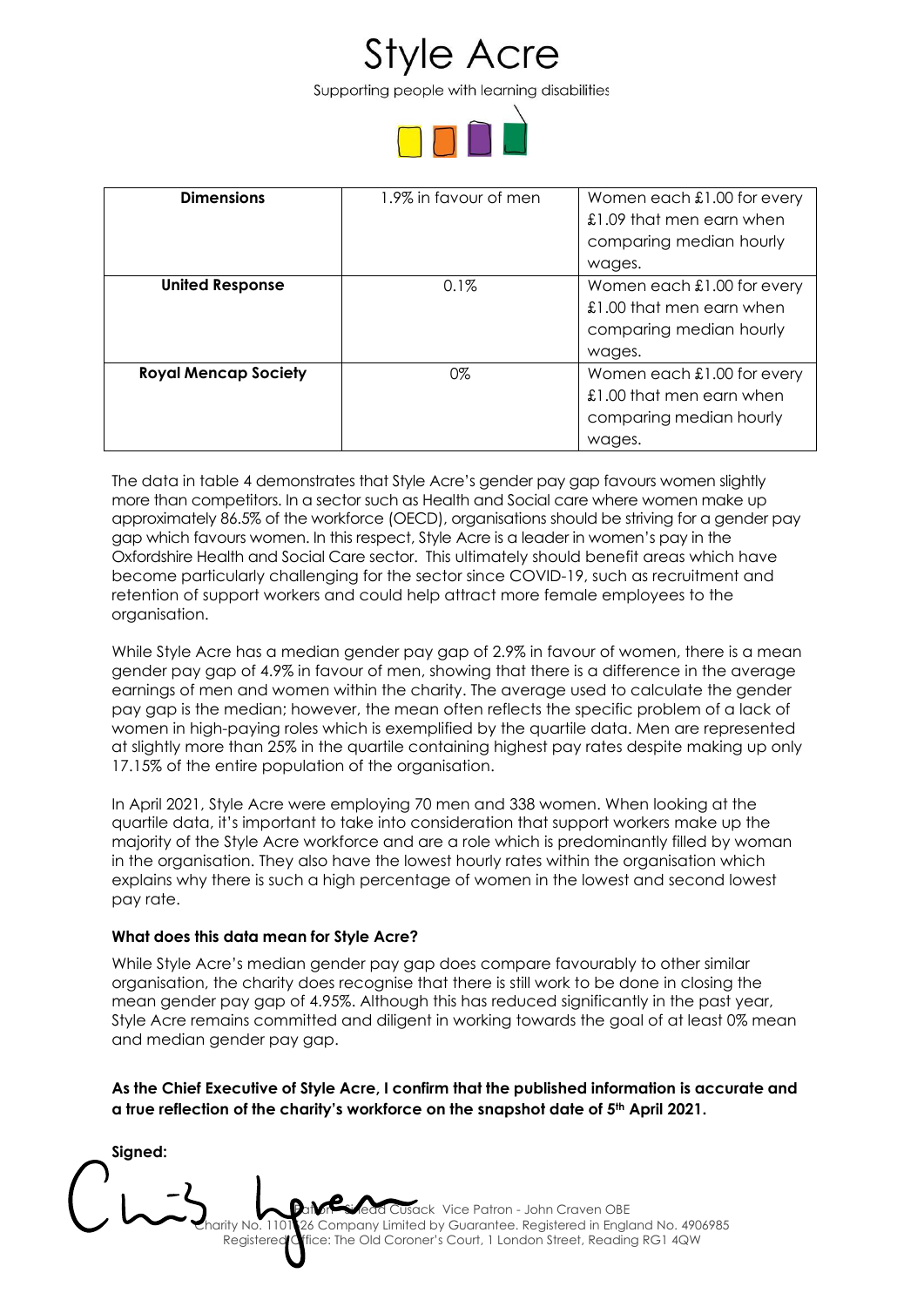| Dimensions | 1.9% in favour of men | Women each £1.00 for every £1.09 that men earn when comparing median hourly wages. |
|---|---|---|
| United Response | 0.1% | Women each £1.00 for every £1.00 that men earn when comparing median hourly wages. |
| Royal Mencap Society | 0% | Women each £1.00 for every £1.00 that men earn when comparing median hourly wages. |

The data in table 4 demonstrates that Style Acre's gender pay gap favours women slightly more than competitors. In a sector such as Health and Social care where women make up approximately 86.5% of the workforce (OECD), organisations should be striving for a gender pay gap which favours women. In this respect, Style Acre is a leader in women's pay in the Oxfordshire Health and Social Care sector. This ultimately should benefit areas which have become particularly challenging for the sector since COVID-19, such as recruitment and retention of support workers and could help attract more female employees to the organisation.

While Style Acre has a median gender pay gap of 2.9% in favour of women, there is a mean gender pay gap of 4.9% in favour of men, showing that there is a difference in the average earnings of men and women within the charity. The average used to calculate the gender pay gap is the median; however, the mean often reflects the specific problem of a lack of women in high-paying roles which is exemplified by the quartile data. Men are represented at slightly more than 25% in the quartile containing highest pay rates despite making up only 17.15% of the entire population of the organisation.

In April 2021, Style Acre were employing 70 men and 338 women. When looking at the quartile data, it's important to take into consideration that support workers make up the majority of the Style Acre workforce and are a role which is predominantly filled by woman in the organisation. They also have the lowest hourly rates within the organisation which explains why there is such a high percentage of women in the lowest and second lowest pay rate.

**What does this data mean for Style Acre?**

While Style Acre's median gender pay gap does compare favourably to other similar organisation, the charity does recognise that there is still work to be done in closing the mean gender pay gap of 4.95%. Although this has reduced significantly in the past year, Style Acre remains committed and diligent in working towards the goal of at least 0% mean and median gender pay gap.

**As the Chief Executive of Style Acre, I confirm that the published information is accurate and a true reflection of the charity's workforce on the snapshot date of 5th April 2021.**

**Signed:**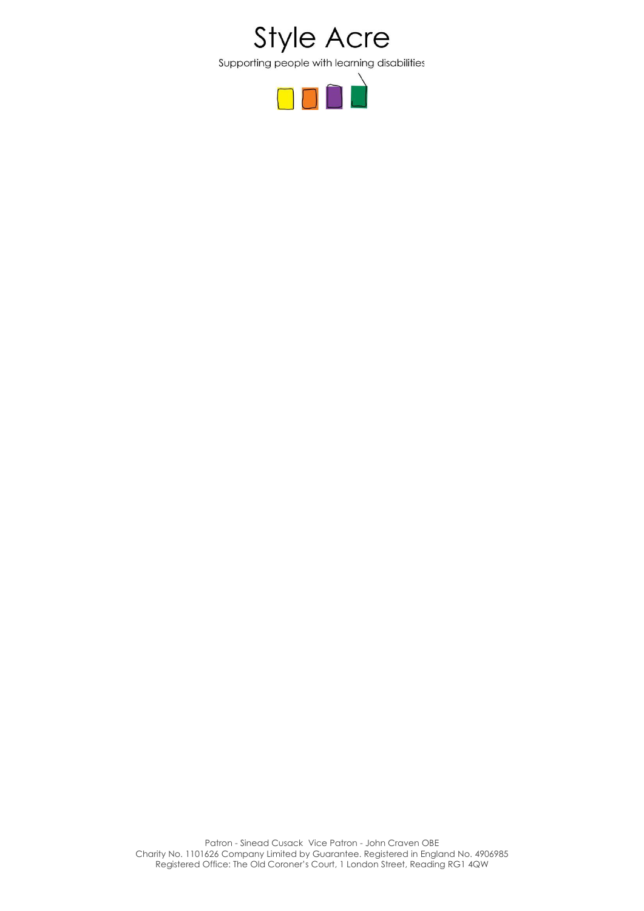Style Acre

Supporting people with learning disabilities

Patron - Sinead Cusack Vice Patron - John Craven OBE
Charity No. 1101626 Company Limited by Guarantee. Registered in England No. 4906985
Registered Office: The Old Coroner's Court, 1 London Street, Reading RG1 4QW